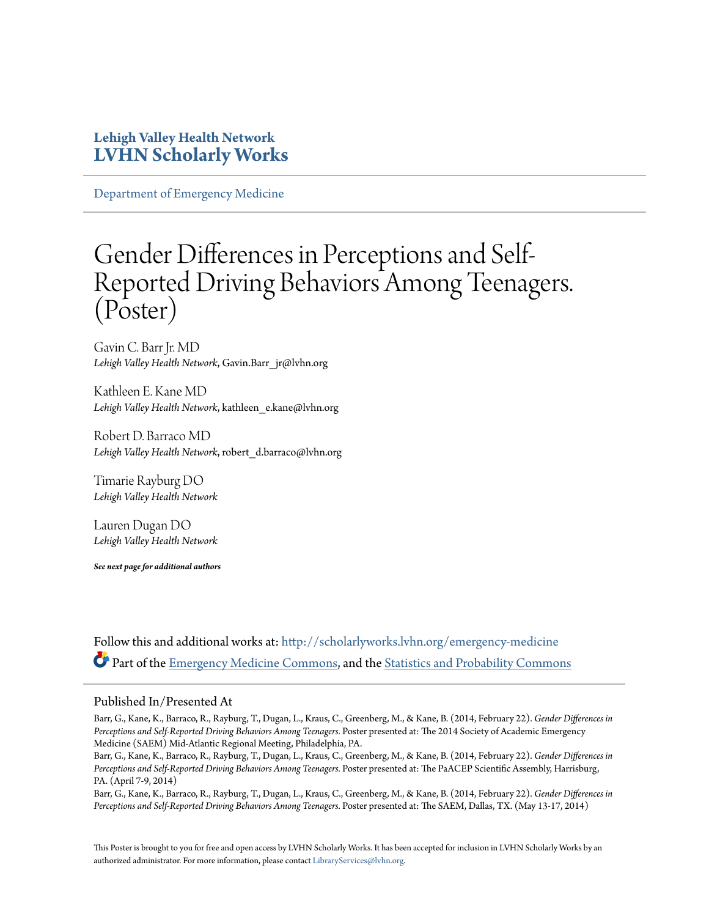**Lehigh Valley Health Network**
**LVHN Scholarly Works**

Department of Emergency Medicine

# Gender Differences in Perceptions and Self-Reported Driving Behaviors Among Teenagers. (Poster)

Gavin C. Barr Jr. MD
*Lehigh Valley Health Network*, Gavin.Barr_jr@lvhn.org

Kathleen E. Kane MD
*Lehigh Valley Health Network*, kathleen_e.kane@lvhn.org

Robert D. Barraco MD
*Lehigh Valley Health Network*, robert_d.barraco@lvhn.org

Timarie Rayburg DO
*Lehigh Valley Health Network*

Lauren Dugan DO
*Lehigh Valley Health Network*

***See next page for additional authors***

Follow this and additional works at: http://scholarlyworks.lvhn.org/emergency-medicine

Part of the Emergency Medicine Commons, and the Statistics and Probability Commons

## Published In/Presented At

Barr, G., Kane, K., Barraco, R., Rayburg, T., Dugan, L., Kraus, C., Greenberg, M., & Kane, B. (2014, February 22). *Gender Differences in Perceptions and Self-Reported Driving Behaviors Among Teenagers.* Poster presented at: The 2014 Society of Academic Emergency Medicine (SAEM) Mid-Atlantic Regional Meeting, Philadelphia, PA.

Barr, G., Kane, K., Barraco, R., Rayburg, T., Dugan, L., Kraus, C., Greenberg, M., & Kane, B. (2014, February 22). *Gender Differences in Perceptions and Self-Reported Driving Behaviors Among Teenagers.* Poster presented at: The PaACEP Scientific Assembly, Harrisburg, PA. (April 7-9, 2014)

Barr, G., Kane, K., Barraco, R., Rayburg, T., Dugan, L., Kraus, C., Greenberg, M., & Kane, B. (2014, February 22). *Gender Differences in Perceptions and Self-Reported Driving Behaviors Among Teenagers.* Poster presented at: The SAEM, Dallas, TX. (May 13-17, 2014)

This Poster is brought to you for free and open access by LVHN Scholarly Works. It has been accepted for inclusion in LVHN Scholarly Works by an authorized administrator. For more information, please contact LibraryServices@lvhn.org.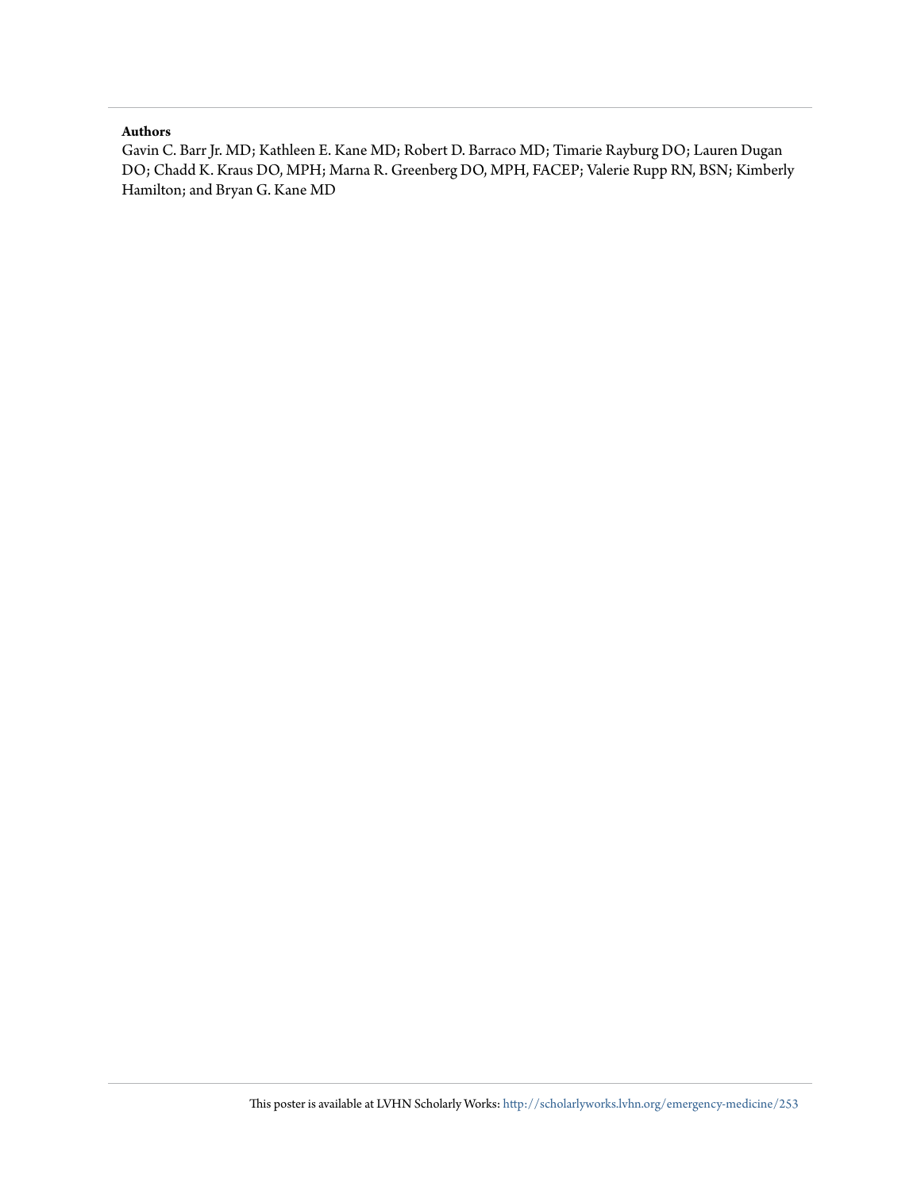**Authors**

Gavin C. Barr Jr. MD; Kathleen E. Kane MD; Robert D. Barraco MD; Timarie Rayburg DO; Lauren Dugan DO; Chadd K. Kraus DO, MPH; Marna R. Greenberg DO, MPH, FACEP; Valerie Rupp RN, BSN; Kimberly Hamilton; and Bryan G. Kane MD

This poster is available at LVHN Scholarly Works: http://scholarlyworks.lvhn.org/emergency-medicine/253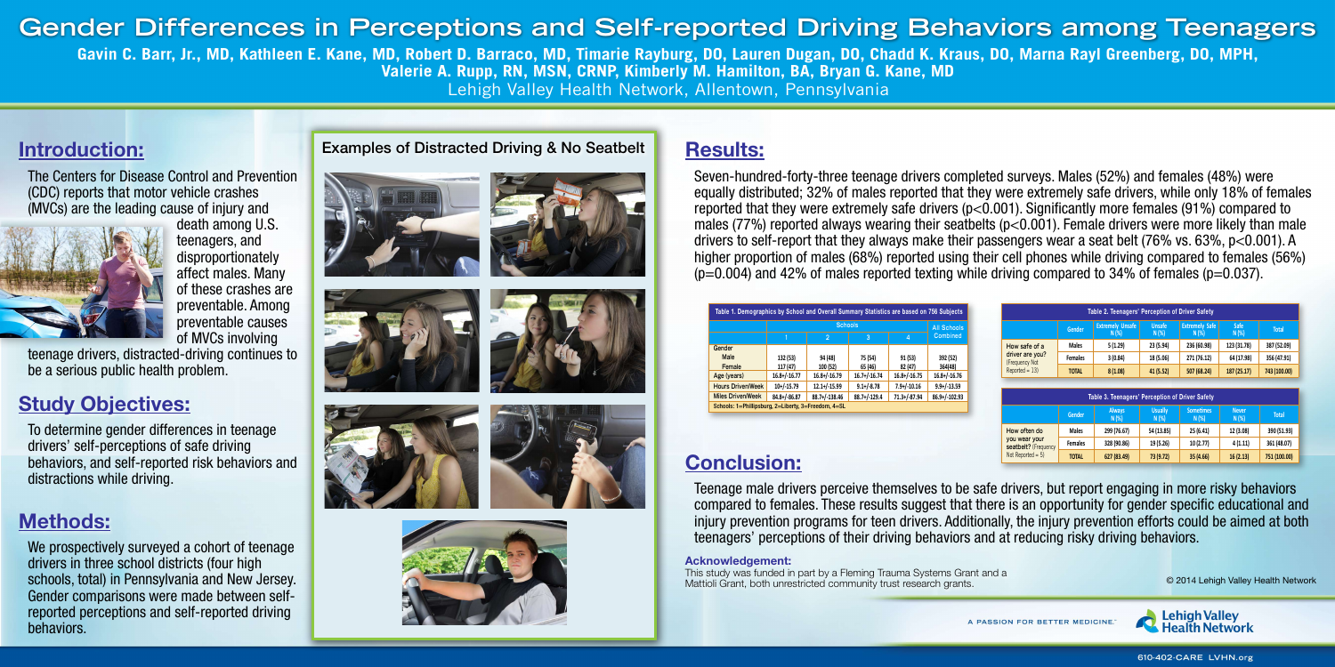# Gender Differences in Perceptions and Self-reported Driving Behaviors among Teenagers

**Gavin C. Barr, Jr., MD, Kathleen E. Kane, MD, Robert D. Barraco, MD, Timarie Rayburg, DO, Lauren Dugan, DO, Chadd K. Kraus, DO, Marna Rayl Greenberg, DO, MPH, Valerie A. Rupp, RN, MSN, CRNP, Kimberly M. Hamilton, BA, Bryan G. Kane, MD**

Lehigh Valley Health Network, Allentown, Pennsylvania

## Introduction:

The Centers for Disease Control and Prevention (CDC) reports that motor vehicle crashes (MVCs) are the leading cause of injury and death among U.S. teenagers, and disproportionately affect males. Many of these crashes are preventable. Among preventable causes of MVCs involving teenage drivers, distracted-driving continues to be a serious public health problem.

## Study Objectives:

To determine gender differences in teenage drivers' self-perceptions of safe driving behaviors, and self-reported risk behaviors and distractions while driving.

## Methods:

We prospectively surveyed a cohort of teenage drivers in three school districts (four high schools, total) in Pennsylvania and New Jersey. Gender comparisons were made between self-reported perceptions and self-reported driving behaviors.

### Examples of Distracted Driving & No Seatbelt

## Results:

Seven-hundred-forty-three teenage drivers completed surveys. Males (52%) and females (48%) were equally distributed; 32% of males reported that they were extremely safe drivers, while only 18% of females reported that they were extremely safe drivers ($p<0.001$). Significantly more females (91%) compared to males (77%) reported always wearing their seatbelts ($p<0.001$). Female drivers were more likely than male drivers to self-report that they always make their passengers wear a seat belt (76% vs. 63%, $p<0.001$). A higher proportion of males (68%) reported using their cell phones while driving compared to females (56%) ($p=0.004$) and 42% of males reported texting while driving compared to 34% of females ($p=0.037$).

**Table 1. Demographics by School and Overall Summary Statistics are based on 756 Subjects**

| | Schools | | | | All Schools Combined |
|---|---|---|---|---|---|
| | 1 | 2 | 3 | 4 | |
| Gender | | | | | |
| Male | 132 (53) | 94 (48) | 75 (54) | 91 (53) | 392 (52) |
| Female | 117 (47) | 100 (52) | 65 (46) | 82 (47) | 364(48) |
| Age (years) | 16.8+/-16.77 | 16.8+/-16.79 | 16.7+/-16.74 | 16.8+/-16.75 | 16.8+/-16.76 |
| Hours Driven/Week | 10+/-15.79 | 12.1+/-15.99 | 9.1+/-8.78 | 7.9+/-10.16 | 9.9+/-13.59 |
| Miles Driven/Week | 84.8+/-86.87 | 88.7+/-138.46 | 88.7+/-129.4 | 71.3+/-87.94 | 86.9+/-102.93 |

Schools: 1=Phillipsburg, 2=Liberty, 3=Freedom, 4=SL

**Table 2. Teenagers' Perception of Driver Safety**

| | Gender | Extremely Unsafe N (%) | Unsafe N (%) | Extremely Safe N (%) | Safe N (%) | Total |
|---|---|---|---|---|---|---|
| How safe of a driver are you? (Frequency Not Reported = 13) | Males | 5 (1.29) | 23 (5.94) | 236 (60.98) | 123 (31.78) | 387 (52.09) |
| | Females | 3 (0.84) | 18 (5.06) | 271 (76.12) | 64 (17.98) | 356 (47.91) |
| | TOTAL | 8 (1.08) | 41 (5.52) | 507 (68.24) | 187 (25.17) | 743 (100.00) |

**Table 3. Teenagers' Perception of Driver Safety**

| | Gender | Always N (%) | Usually N (%) | Sometimes N (%) | Never N (%) | Total |
|---|---|---|---|---|---|---|
| How often do you wear your seatbelt? (Frequency Not Reported = 5) | Males | 299 (76.67) | 54 (13.85) | 25 (6.41) | 12 (3.08) | 390 (51.93) |
| | Females | 328 (90.86) | 19 (5.26) | 10 (2.77) | 4 (1.11) | 361 (48.07) |
| | TOTAL | 627 (83.49) | 73 (9.72) | 35 (4.66) | 16 (2.13) | 751 (100.00) |

## Conclusion:

Teenage male drivers perceive themselves to be safe drivers, but report engaging in more risky behaviors compared to females. These results suggest that there is an opportunity for gender specific educational and injury prevention programs for teen drivers. Additionally, the injury prevention efforts could be aimed at both teenagers' perceptions of their driving behaviors and at reducing risky driving behaviors.

**Acknowledgement:**

This study was funded in part by a Fleming Trauma Systems Grant and a Mattioli Grant, both unrestricted community trust research grants.

© 2014 Lehigh Valley Health Network

A PASSION FOR BETTER MEDICINE.™

Lehigh Valley Health Network

610-402-CARE LVHN.org